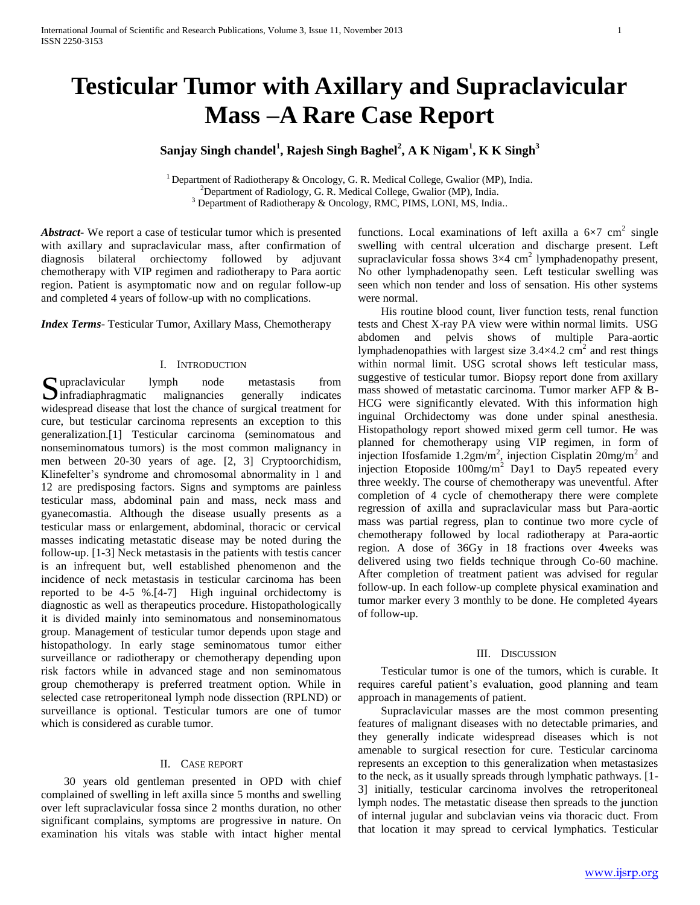# Testicular Tumor with Axillary and Supraclavicular Mass –A Rare Case Report

**Sanjay Singh chandel[1], Rajesh Singh Baghel[2], A K Nigam[1], K K Singh[3]**

[1] Department of Radiotherapy & Oncology, G. R. Medical College, Gwalior (MP), India.
[2] Department of Radiology, G. R. Medical College, Gwalior (MP), India.
[3] Department of Radiotherapy & Oncology, RMC, PIMS, LONI, MS, India..

***Abstract-*** We report a case of testicular tumor which is presented with axillary and supraclavicular mass, after confirmation of diagnosis bilateral orchiectomy followed by adjuvant chemotherapy with VIP regimen and radiotherapy to Para aortic region. Patient is asymptomatic now and on regular follow-up and completed 4 years of follow-up with no complications.

***Index Terms-*** Testicular Tumor, Axillary Mass, Chemotherapy

## I. Introduction

Supraclavicular lymph node metastasis from infradiaphragmatic malignancies generally indicates widespread disease that lost the chance of surgical treatment for cure, but testicular carcinoma represents an exception to this generalization.[1] Testicular carcinoma (seminomatous and nonseminomatous tumors) is the most common malignancy in men between 20-30 years of age. [2, 3] Cryptoorchidism, Klinefelter's syndrome and chromosomal abnormality in 1 and 12 are predisposing factors. Signs and symptoms are painless testicular mass, abdominal pain and mass, neck mass and gyanecomastia. Although the disease usually presents as a testicular mass or enlargement, abdominal, thoracic or cervical masses indicating metastatic disease may be noted during the follow-up. [1-3] Neck metastasis in the patients with testis cancer is an infrequent but, well established phenomenon and the incidence of neck metastasis in testicular carcinoma has been reported to be 4-5 %.[4-7] High inguinal orchidectomy is diagnostic as well as therapeutics procedure. Histopathologically it is divided mainly into seminomatous and nonseminomatous group. Management of testicular tumor depends upon stage and histopathology. In early stage seminomatous tumor either surveillance or radiotherapy or chemotherapy depending upon risk factors while in advanced stage and non seminomatous group chemotherapy is preferred treatment option. While in selected case retroperitoneal lymph node dissection (RPLND) or surveillance is optional. Testicular tumors are one of tumor which is considered as curable tumor.

## II. Case report

30 years old gentleman presented in OPD with chief complained of swelling in left axilla since 5 months and swelling over left supraclavicular fossa since 2 months duration, no other significant complains, symptoms are progressive in nature. On examination his vitals was stable with intact higher mental functions. Local examinations of left axilla a $6\times7$ $cm^2$ single swelling with central ulceration and discharge present. Left supraclavicular fossa shows $3\times4$ $cm^2$ lymphadenopathy present, No other lymphadenopathy seen. Left testicular swelling was seen which non tender and loss of sensation. His other systems were normal.

His routine blood count, liver function tests, renal function tests and Chest X-ray PA view were within normal limits. USG abdomen and pelvis shows of multiple Para-aortic lymphadenopathies with largest size $3.4\times4.2$ $cm^2$ and rest things within normal limit. USG scrotal shows left testicular mass, suggestive of testicular tumor. Biopsy report done from axillary mass showed of metastatic carcinoma. Tumor marker AFP & B-HCG were significantly elevated. With this information high inguinal Orchidectomy was done under spinal anesthesia. Histopathology report showed mixed germ cell tumor. He was planned for chemotherapy using VIP regimen, in form of injection Ifosfamide $1.2gm/m^2$, injection Cisplatin $20mg/m^2$ and injection Etoposide $100mg/m^2$ Day1 to Day5 repeated every three weekly. The course of chemotherapy was uneventful. After completion of 4 cycle of chemotherapy there were complete regression of axilla and supraclavicular mass but Para-aortic mass was partial regress, plan to continue two more cycle of chemotherapy followed by local radiotherapy at Para-aortic region. A dose of 36Gy in 18 fractions over 4weeks was delivered using two fields technique through Co-60 machine. After completion of treatment patient was advised for regular follow-up. In each follow-up complete physical examination and tumor marker every 3 monthly to be done. He completed 4years of follow-up.

## III. Discussion

Testicular tumor is one of the tumors, which is curable. It requires careful patient's evaluation, good planning and team approach in managements of patient.

Supraclavicular masses are the most common presenting features of malignant diseases with no detectable primaries, and they generally indicate widespread diseases which is not amenable to surgical resection for cure. Testicular carcinoma represents an exception to this generalization when metastasizes to the neck, as it usually spreads through lymphatic pathways. [1-3] initially, testicular carcinoma involves the retroperitoneal lymph nodes. The metastatic disease then spreads to the junction of internal jugular and subclavian veins via thoracic duct. From that location it may spread to cervical lymphatics. Testicular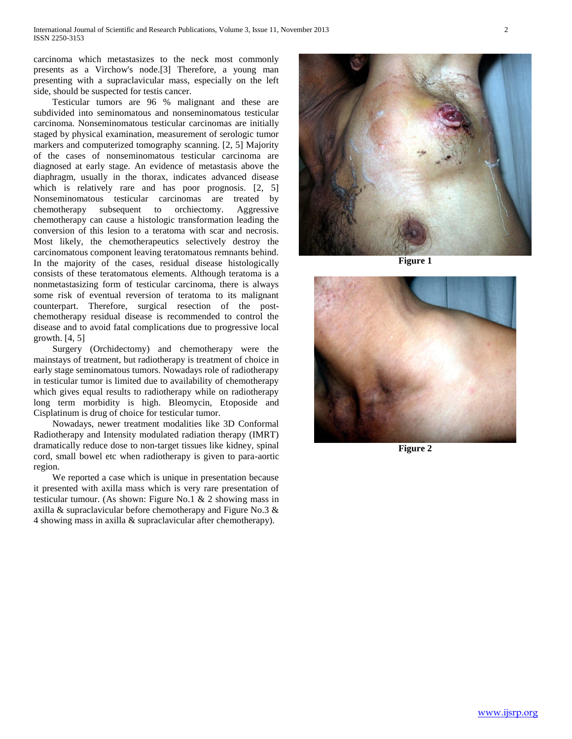carcinoma which metastasizes to the neck most commonly presents as a Virchow's node.[3] Therefore, a young man presenting with a supraclavicular mass, especially on the left side, should be suspected for testis cancer.

Testicular tumors are 96 % malignant and these are subdivided into seminomatous and nonseminomatous testicular carcinoma. Nonseminomatous testicular carcinomas are initially staged by physical examination, measurement of serologic tumor markers and computerized tomography scanning. [2, 5] Majority of the cases of nonseminomatous testicular carcinoma are diagnosed at early stage. An evidence of metastasis above the diaphragm, usually in the thorax, indicates advanced disease which is relatively rare and has poor prognosis. [2, 5] Nonseminomatous testicular carcinomas are treated by chemotherapy subsequent to orchiectomy. Aggressive chemotherapy can cause a histologic transformation leading the conversion of this lesion to a teratoma with scar and necrosis. Most likely, the chemotherapeutics selectively destroy the carcinomatous component leaving teratomatous remnants behind. In the majority of the cases, residual disease histologically consists of these teratomatous elements. Although teratoma is a nonmetastasizing form of testicular carcinoma, there is always some risk of eventual reversion of teratoma to its malignant counterpart. Therefore, surgical resection of the post-chemotherapy residual disease is recommended to control the disease and to avoid fatal complications due to progressive local growth. [4, 5]

Surgery (Orchidectomy) and chemotherapy were the mainstays of treatment, but radiotherapy is treatment of choice in early stage seminomatous tumors. Nowadays role of radiotherapy in testicular tumor is limited due to availability of chemotherapy which gives equal results to radiotherapy while on radiotherapy long term morbidity is high. Bleomycin, Etoposide and Cisplatinum is drug of choice for testicular tumor.

Nowadays, newer treatment modalities like 3D Conformal Radiotherapy and Intensity modulated radiation therapy (IMRT) dramatically reduce dose to non-target tissues like kidney, spinal cord, small bowel etc when radiotherapy is given to para-aortic region.

We reported a case which is unique in presentation because it presented with axilla mass which is very rare presentation of testicular tumour. (As shown: Figure No.1 & 2 showing mass in axilla & supraclavicular before chemotherapy and Figure No.3 & 4 showing mass in axilla & supraclavicular after chemotherapy).

**Figure 1**

**Figure 2**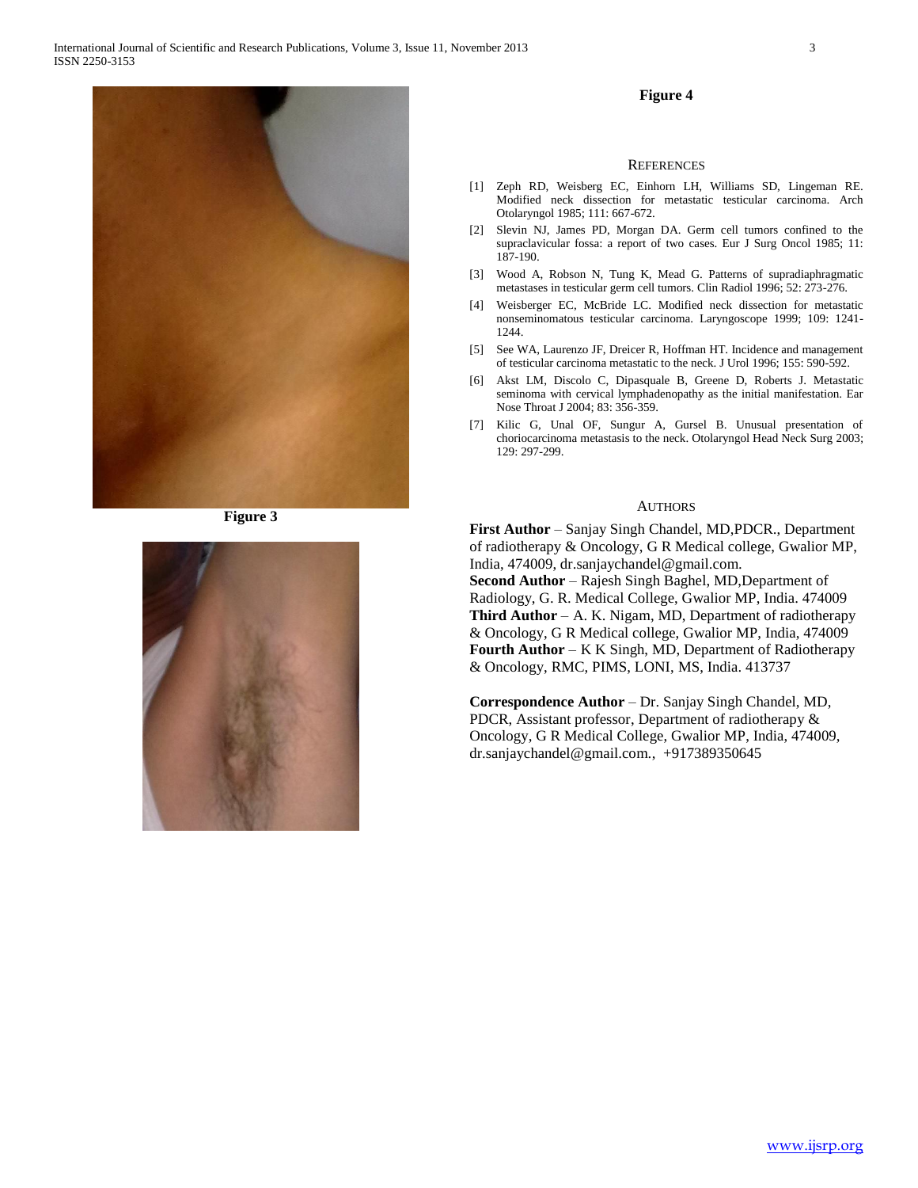**Figure 3**

**Figure 4**

## References

[1] Zeph RD, Weisberg EC, Einhorn LH, Williams SD, Lingeman RE. Modified neck dissection for metastatic testicular carcinoma. Arch Otolaryngol 1985; 111: 667-672.

[2] Slevin NJ, James PD, Morgan DA. Germ cell tumors confined to the supraclavicular fossa: a report of two cases. Eur J Surg Oncol 1985; 11: 187-190.

[3] Wood A, Robson N, Tung K, Mead G. Patterns of supradiaphragmatic metastases in testicular germ cell tumors. Clin Radiol 1996; 52: 273-276.

[4] Weisberger EC, McBride LC. Modified neck dissection for metastatic nonseminomatous testicular carcinoma. Laryngoscope 1999; 109: 1241-1244.

[5] See WA, Laurenzo JF, Dreicer R, Hoffman HT. Incidence and management of testicular carcinoma metastatic to the neck. J Urol 1996; 155: 590-592.

[6] Akst LM, Discolo C, Dipasquale B, Greene D, Roberts J. Metastatic seminoma with cervical lymphadenopathy as the initial manifestation. Ear Nose Throat J 2004; 83: 356-359.

[7] Kilic G, Unal OF, Sungur A, Gursel B. Unusual presentation of choriocarcinoma metastasis to the neck. Otolaryngol Head Neck Surg 2003; 129: 297-299.

## Authors

**First Author** – Sanjay Singh Chandel, MD,PDCR., Department of radiotherapy & Oncology, G R Medical college, Gwalior MP, India, 474009, dr.sanjaychandel@gmail.com.

**Second Author** – Rajesh Singh Baghel, MD,Department of Radiology, G. R. Medical College, Gwalior MP, India. 474009

**Third Author** – A. K. Nigam, MD, Department of radiotherapy & Oncology, G R Medical college, Gwalior MP, India, 474009

**Fourth Author** – K K Singh, MD, Department of Radiotherapy & Oncology, RMC, PIMS, LONI, MS, India. 413737

**Correspondence Author** – Dr. Sanjay Singh Chandel, MD, PDCR, Assistant professor, Department of radiotherapy & Oncology, G R Medical College, Gwalior MP, India, 474009, dr.sanjaychandel@gmail.com., +917389350645